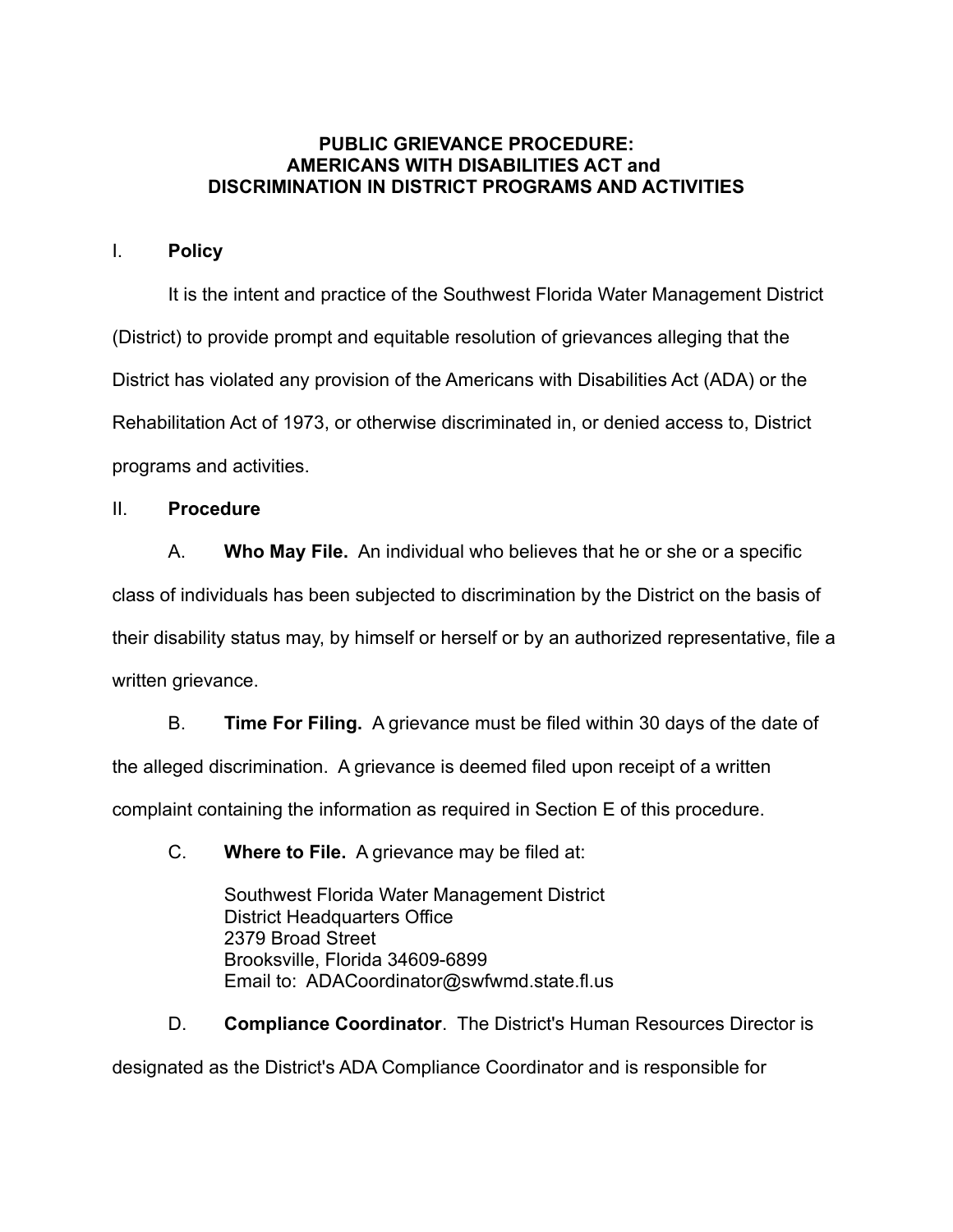# PUBLIC GRIEVANCE PROCEDURE:
# AMERICANS WITH DISABILITIES ACT and
# DISCRIMINATION IN DISTRICT PROGRAMS AND ACTIVITIES

## I. Policy

It is the intent and practice of the Southwest Florida Water Management District (District) to provide prompt and equitable resolution of grievances alleging that the District has violated any provision of the Americans with Disabilities Act (ADA) or the Rehabilitation Act of 1973, or otherwise discriminated in, or denied access to, District programs and activities.

## II. Procedure

A. **Who May File.** An individual who believes that he or she or a specific class of individuals has been subjected to discrimination by the District on the basis of their disability status may, by himself or herself or by an authorized representative, file a written grievance.

B. **Time For Filing.** A grievance must be filed within 30 days of the date of the alleged discrimination. A grievance is deemed filed upon receipt of a written complaint containing the information as required in Section E of this procedure.

C. **Where to File.** A grievance may be filed at:

Southwest Florida Water Management District
District Headquarters Office
2379 Broad Street
Brooksville, Florida 34609-6899
Email to: ADACoordinator@swfwmd.state.fl.us

D. **Compliance Coordinator**. The District's Human Resources Director is designated as the District's ADA Compliance Coordinator and is responsible for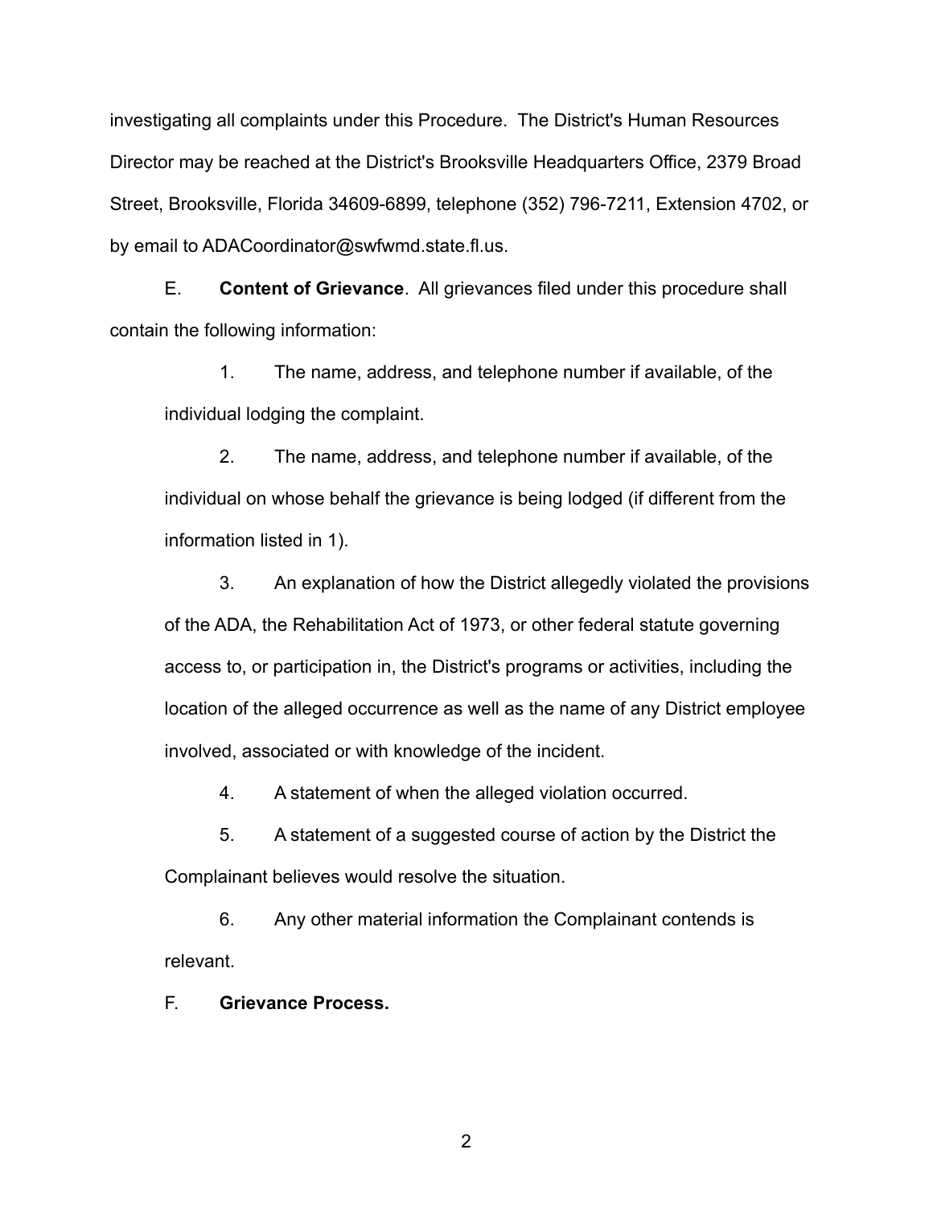investigating all complaints under this Procedure. The District's Human Resources Director may be reached at the District's Brooksville Headquarters Office, 2379 Broad Street, Brooksville, Florida 34609-6899, telephone (352) 796-7211, Extension 4702, or by email to ADACoordinator@swfwmd.state.fl.us.

E. **Content of Grievance**. All grievances filed under this procedure shall contain the following information:

1. The name, address, and telephone number if available, of the individual lodging the complaint.

2. The name, address, and telephone number if available, of the individual on whose behalf the grievance is being lodged (if different from the information listed in 1).

3. An explanation of how the District allegedly violated the provisions of the ADA, the Rehabilitation Act of 1973, or other federal statute governing access to, or participation in, the District's programs or activities, including the location of the alleged occurrence as well as the name of any District employee involved, associated or with knowledge of the incident.

4. A statement of when the alleged violation occurred.

5. A statement of a suggested course of action by the District the Complainant believes would resolve the situation.

6. Any other material information the Complainant contends is relevant.

F. **Grievance Process.**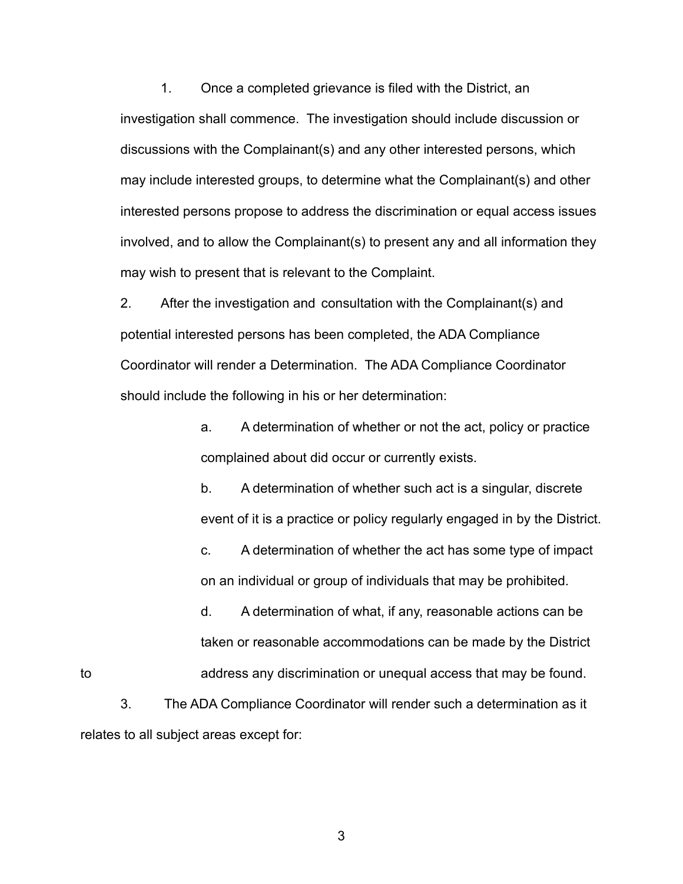1. Once a completed grievance is filed with the District, an investigation shall commence. The investigation should include discussion or discussions with the Complainant(s) and any other interested persons, which may include interested groups, to determine what the Complainant(s) and other interested persons propose to address the discrimination or equal access issues involved, and to allow the Complainant(s) to present any and all information they may wish to present that is relevant to the Complaint.

2. After the investigation and consultation with the Complainant(s) and potential interested persons has been completed, the ADA Compliance Coordinator will render a Determination. The ADA Compliance Coordinator should include the following in his or her determination:

   a. A determination of whether or not the act, policy or practice complained about did occur or currently exists.

   b. A determination of whether such act is a singular, discrete event of it is a practice or policy regularly engaged in by the District.

   c. A determination of whether the act has some type of impact on an individual or group of individuals that may be prohibited.

   d. A determination of what, if any, reasonable actions can be taken or reasonable accommodations can be made by the District to address any discrimination or unequal access that may be found.

3. The ADA Compliance Coordinator will render such a determination as it relates to all subject areas except for: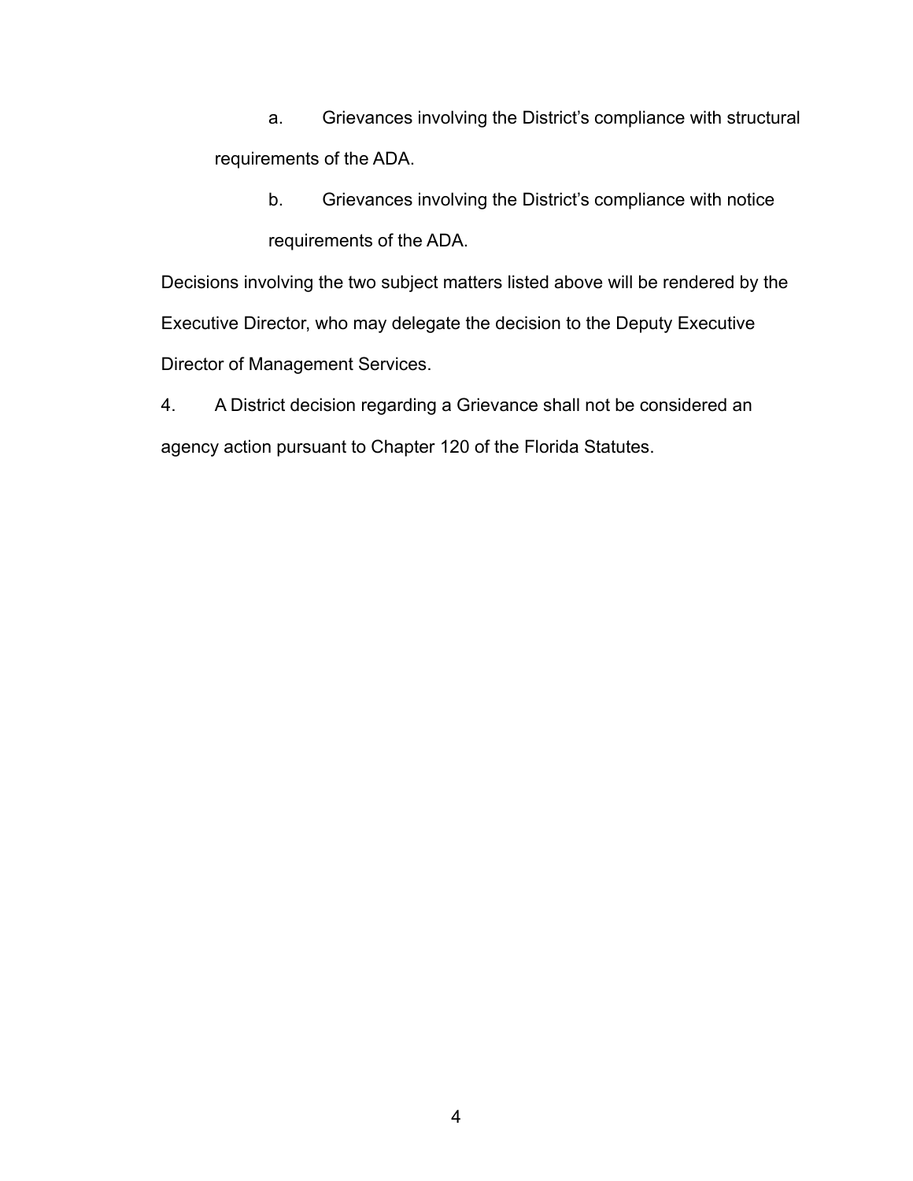a. Grievances involving the District's compliance with structural requirements of the ADA.

b. Grievances involving the District's compliance with notice requirements of the ADA.

Decisions involving the two subject matters listed above will be rendered by the Executive Director, who may delegate the decision to the Deputy Executive Director of Management Services.

4. A District decision regarding a Grievance shall not be considered an agency action pursuant to Chapter 120 of the Florida Statutes.